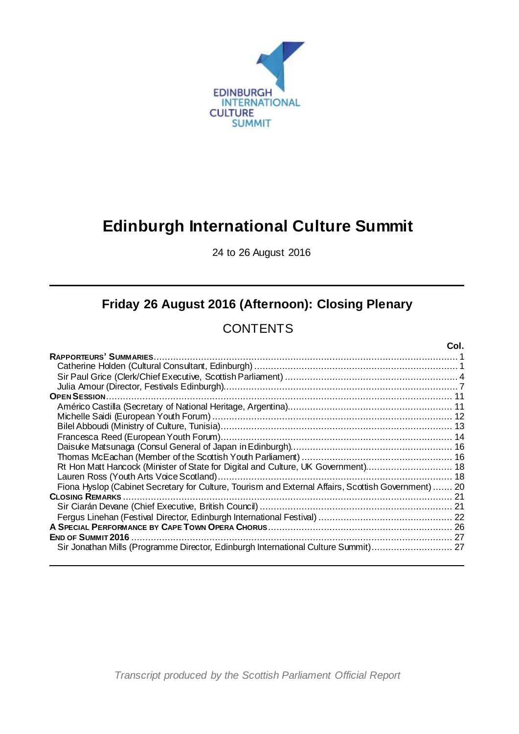EDINBURGH INTERNATIONAL CULTURE SUMMIT

# Edinburgh International Culture Summit

24 to 26 August 2016

## Friday 26 August 2016 (Afternoon): Closing Plenary

## CONTENTS

| | Col. |
|---|---|
| **RAPPORTEURS' SUMMARIES** | 1 |
| Catherine Holden (Cultural Consultant, Edinburgh) | 1 |
| Sir Paul Grice (Clerk/Chief Executive, Scottish Parliament) | 4 |
| Julia Amour (Director, Festivals Edinburgh) | 7 |
| **OPEN SESSION** | 11 |
| Américo Castilla (Secretary of National Heritage, Argentina) | 11 |
| Michelle Saidi (European Youth Forum) | 12 |
| Bilel Abboudi (Ministry of Culture, Tunisia) | 13 |
| Francesca Reed (European Youth Forum) | 14 |
| Daisuke Matsunaga (Consul General of Japan in Edinburgh) | 16 |
| Thomas McEachan (Member of the Scottish Youth Parliament) | 16 |
| Rt Hon Matt Hancock (Minister of State for Digital and Culture, UK Government) | 18 |
| Lauren Ross (Youth Arts Voice Scotland) | 18 |
| Fiona Hyslop (Cabinet Secretary for Culture, Tourism and External Affairs, Scottish Government) | 20 |
| **CLOSING REMARKS** | 21 |
| Sir Ciarán Devane (Chief Executive, British Council) | 21 |
| Fergus Linehan (Festival Director, Edinburgh International Festival) | 22 |
| **A SPECIAL PERFORMANCE BY CAPE TOWN OPERA CHORUS** | 26 |
| **END OF SUMMIT 2016** | 27 |
| Sir Jonathan Mills (Programme Director, Edinburgh International Culture Summit) | 27 |

*Transcript produced by the Scottish Parliament Official Report*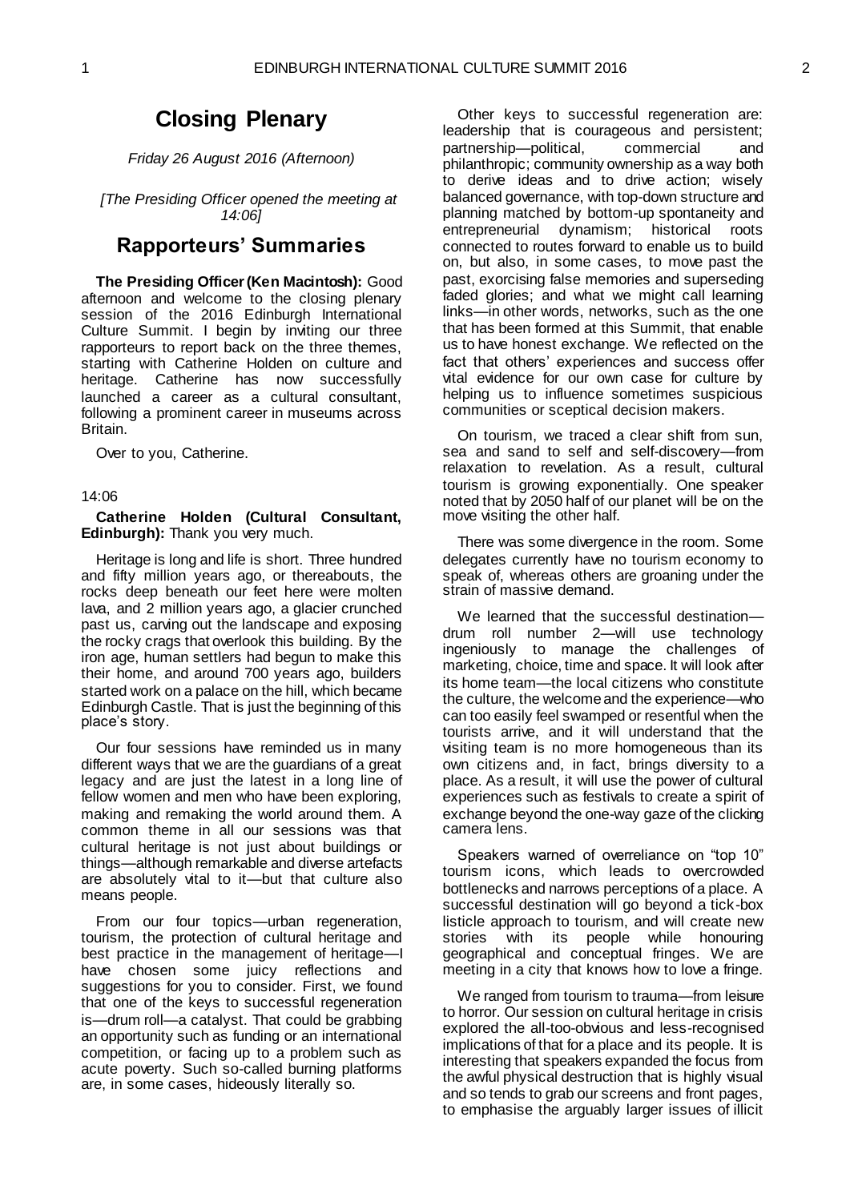# Closing Plenary

*Friday 26 August 2016 (Afternoon)*

*[The Presiding Officer opened the meeting at 14:06]*

# Rapporteurs' Summaries

**The Presiding Officer (Ken Macintosh):** Good afternoon and welcome to the closing plenary session of the 2016 Edinburgh International Culture Summit. I begin by inviting our three rapporteurs to report back on the three themes, starting with Catherine Holden on culture and heritage. Catherine has now successfully launched a career as a cultural consultant, following a prominent career in museums across Britain.

Over to you, Catherine.

14:06

**Catherine Holden (Cultural Consultant, Edinburgh):** Thank you very much.

Heritage is long and life is short. Three hundred and fifty million years ago, or thereabouts, the rocks deep beneath our feet here were molten lava, and 2 million years ago, a glacier crunched past us, carving out the landscape and exposing the rocky crags that overlook this building. By the iron age, human settlers had begun to make this their home, and around 700 years ago, builders started work on a palace on the hill, which became Edinburgh Castle. That is just the beginning of this place's story.

Our four sessions have reminded us in many different ways that we are the guardians of a great legacy and are just the latest in a long line of fellow women and men who have been exploring, making and remaking the world around them. A common theme in all our sessions was that cultural heritage is not just about buildings or things—although remarkable and diverse artefacts are absolutely vital to it—but that culture also means people.

From our four topics—urban regeneration, tourism, the protection of cultural heritage and best practice in the management of heritage—I have chosen some juicy reflections and suggestions for you to consider. First, we found that one of the keys to successful regeneration is—drum roll—a catalyst. That could be grabbing an opportunity such as funding or an international competition, or facing up to a problem such as acute poverty. Such so-called burning platforms are, in some cases, hideously literally so.

Other keys to successful regeneration are: leadership that is courageous and persistent; partnership—political, commercial and philanthropic; community ownership as a way both to derive ideas and to drive action; wisely balanced governance, with top-down structure and planning matched by bottom-up spontaneity and entrepreneurial dynamism; historical roots connected to routes forward to enable us to build on, but also, in some cases, to move past the past, exorcising false memories and superseding faded glories; and what we might call learning links—in other words, networks, such as the one that has been formed at this Summit, that enable us to have honest exchange. We reflected on the fact that others' experiences and success offer vital evidence for our own case for culture by helping us to influence sometimes suspicious communities or sceptical decision makers.

On tourism, we traced a clear shift from sun, sea and sand to self and self-discovery—from relaxation to revelation. As a result, cultural tourism is growing exponentially. One speaker noted that by 2050 half of our planet will be on the move visiting the other half.

There was some divergence in the room. Some delegates currently have no tourism economy to speak of, whereas others are groaning under the strain of massive demand.

We learned that the successful destination—drum roll number 2—will use technology ingeniously to manage the challenges of marketing, choice, time and space. It will look after its home team—the local citizens who constitute the culture, the welcome and the experience—who can too easily feel swamped or resentful when the tourists arrive, and it will understand that the visiting team is no more homogeneous than its own citizens and, in fact, brings diversity to a place. As a result, it will use the power of cultural experiences such as festivals to create a spirit of exchange beyond the one-way gaze of the clicking camera lens.

Speakers warned of overreliance on "top 10" tourism icons, which leads to overcrowded bottlenecks and narrows perceptions of a place. A successful destination will go beyond a tick-box listicle approach to tourism, and will create new stories with its people while honouring geographical and conceptual fringes. We are meeting in a city that knows how to love a fringe.

We ranged from tourism to trauma—from leisure to horror. Our session on cultural heritage in crisis explored the all-too-obvious and less-recognised implications of that for a place and its people. It is interesting that speakers expanded the focus from the awful physical destruction that is highly visual and so tends to grab our screens and front pages, to emphasise the arguably larger issues of illicit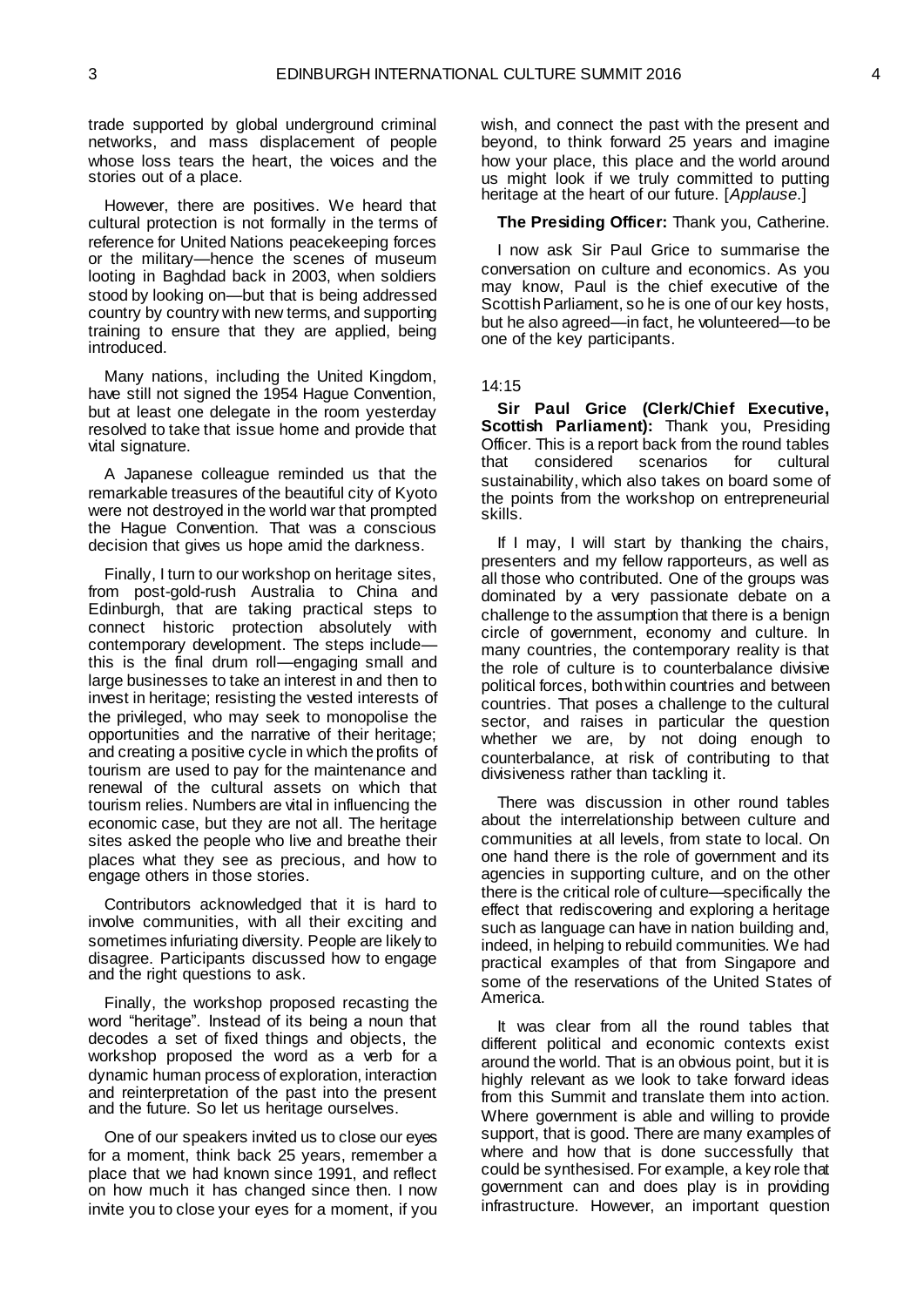trade supported by global underground criminal networks, and mass displacement of people whose loss tears the heart, the voices and the stories out of a place.

However, there are positives. We heard that cultural protection is not formally in the terms of reference for United Nations peacekeeping forces or the military—hence the scenes of museum looting in Baghdad back in 2003, when soldiers stood by looking on—but that is being addressed country by country with new terms, and supporting training to ensure that they are applied, being introduced.

Many nations, including the United Kingdom, have still not signed the 1954 Hague Convention, but at least one delegate in the room yesterday resolved to take that issue home and provide that vital signature.

A Japanese colleague reminded us that the remarkable treasures of the beautiful city of Kyoto were not destroyed in the world war that prompted the Hague Convention. That was a conscious decision that gives us hope amid the darkness.

Finally, I turn to our workshop on heritage sites, from post-gold-rush Australia to China and Edinburgh, that are taking practical steps to connect historic protection absolutely with contemporary development. The steps include—this is the final drum roll—engaging small and large businesses to take an interest in and then to invest in heritage; resisting the vested interests of the privileged, who may seek to monopolise the opportunities and the narrative of their heritage; and creating a positive cycle in which the profits of tourism are used to pay for the maintenance and renewal of the cultural assets on which that tourism relies. Numbers are vital in influencing the economic case, but they are not all. The heritage sites asked the people who live and breathe their places what they see as precious, and how to engage others in those stories.

Contributors acknowledged that it is hard to involve communities, with all their exciting and sometimes infuriating diversity. People are likely to disagree. Participants discussed how to engage and the right questions to ask.

Finally, the workshop proposed recasting the word "heritage". Instead of its being a noun that decodes a set of fixed things and objects, the workshop proposed the word as a verb for a dynamic human process of exploration, interaction and reinterpretation of the past into the present and the future. So let us heritage ourselves.

One of our speakers invited us to close our eyes for a moment, think back 25 years, remember a place that we had known since 1991, and reflect on how much it has changed since then. I now invite you to close your eyes for a moment, if you wish, and connect the past with the present and beyond, to think forward 25 years and imagine how your place, this place and the world around us might look if we truly committed to putting heritage at the heart of our future. [*Applause*.]

**The Presiding Officer:** Thank you, Catherine.

I now ask Sir Paul Grice to summarise the conversation on culture and economics. As you may know, Paul is the chief executive of the Scottish Parliament, so he is one of our key hosts, but he also agreed—in fact, he volunteered—to be one of the key participants.

14:15

**Sir Paul Grice (Clerk/Chief Executive, Scottish Parliament):** Thank you, Presiding Officer. This is a report back from the round tables that considered scenarios for cultural sustainability, which also takes on board some of the points from the workshop on entrepreneurial skills.

If I may, I will start by thanking the chairs, presenters and my fellow rapporteurs, as well as all those who contributed. One of the groups was dominated by a very passionate debate on a challenge to the assumption that there is a benign circle of government, economy and culture. In many countries, the contemporary reality is that the role of culture is to counterbalance divisive political forces, both within countries and between countries. That poses a challenge to the cultural sector, and raises in particular the question whether we are, by not doing enough to counterbalance, at risk of contributing to that divisiveness rather than tackling it.

There was discussion in other round tables about the interrelationship between culture and communities at all levels, from state to local. On one hand there is the role of government and its agencies in supporting culture, and on the other there is the critical role of culture—specifically the effect that rediscovering and exploring a heritage such as language can have in nation building and, indeed, in helping to rebuild communities. We had practical examples of that from Singapore and some of the reservations of the United States of America.

It was clear from all the round tables that different political and economic contexts exist around the world. That is an obvious point, but it is highly relevant as we look to take forward ideas from this Summit and translate them into action. Where government is able and willing to provide support, that is good. There are many examples of where and how that is done successfully that could be synthesised. For example, a key role that government can and does play is in providing infrastructure. However, an important question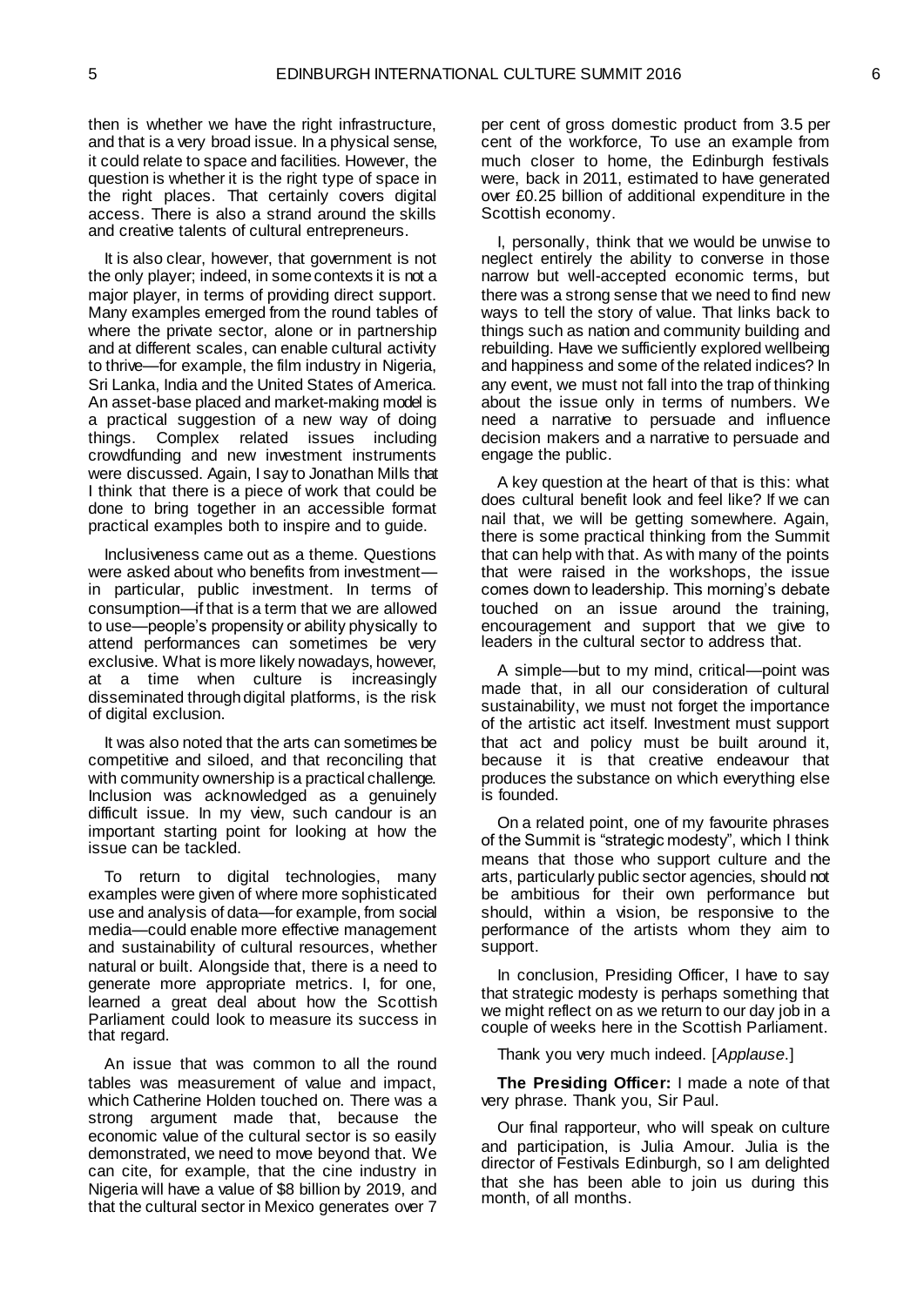then is whether we have the right infrastructure, and that is a very broad issue. In a physical sense, it could relate to space and facilities. However, the question is whether it is the right type of space in the right places. That certainly covers digital access. There is also a strand around the skills and creative talents of cultural entrepreneurs.

It is also clear, however, that government is not the only player; indeed, in some contexts it is not a major player, in terms of providing direct support. Many examples emerged from the round tables of where the private sector, alone or in partnership and at different scales, can enable cultural activity to thrive—for example, the film industry in Nigeria, Sri Lanka, India and the United States of America. An asset-base placed and market-making model is a practical suggestion of a new way of doing things. Complex related issues including crowdfunding and new investment instruments were discussed. Again, I say to Jonathan Mills that I think that there is a piece of work that could be done to bring together in an accessible format practical examples both to inspire and to guide.

Inclusiveness came out as a theme. Questions were asked about who benefits from investment—in particular, public investment. In terms of consumption—if that is a term that we are allowed to use—people's propensity or ability physically to attend performances can sometimes be very exclusive. What is more likely nowadays, however, at a time when culture is increasingly disseminated through digital platforms, is the risk of digital exclusion.

It was also noted that the arts can sometimes be competitive and siloed, and that reconciling that with community ownership is a practical challenge. Inclusion was acknowledged as a genuinely difficult issue. In my view, such candour is an important starting point for looking at how the issue can be tackled.

To return to digital technologies, many examples were given of where more sophisticated use and analysis of data—for example, from social media—could enable more effective management and sustainability of cultural resources, whether natural or built. Alongside that, there is a need to generate more appropriate metrics. I, for one, learned a great deal about how the Scottish Parliament could look to measure its success in that regard.

An issue that was common to all the round tables was measurement of value and impact, which Catherine Holden touched on. There was a strong argument made that, because the economic value of the cultural sector is so easily demonstrated, we need to move beyond that. We can cite, for example, that the cine industry in Nigeria will have a value of $8 billion by 2019, and that the cultural sector in Mexico generates over 7 per cent of gross domestic product from 3.5 per cent of the workforce, To use an example from much closer to home, the Edinburgh festivals were, back in 2011, estimated to have generated over £0.25 billion of additional expenditure in the Scottish economy.

I, personally, think that we would be unwise to neglect entirely the ability to converse in those narrow but well-accepted economic terms, but there was a strong sense that we need to find new ways to tell the story of value. That links back to things such as nation and community building and rebuilding. Have we sufficiently explored wellbeing and happiness and some of the related indices? In any event, we must not fall into the trap of thinking about the issue only in terms of numbers. We need a narrative to persuade and influence decision makers and a narrative to persuade and engage the public.

A key question at the heart of that is this: what does cultural benefit look and feel like? If we can nail that, we will be getting somewhere. Again, there is some practical thinking from the Summit that can help with that. As with many of the points that were raised in the workshops, the issue comes down to leadership. This morning's debate touched on an issue around the training, encouragement and support that we give to leaders in the cultural sector to address that.

A simple—but to my mind, critical—point was made that, in all our consideration of cultural sustainability, we must not forget the importance of the artistic act itself. Investment must support that act and policy must be built around it, because it is that creative endeavour that produces the substance on which everything else is founded.

On a related point, one of my favourite phrases of the Summit is "strategic modesty", which I think means that those who support culture and the arts, particularly public sector agencies, should not be ambitious for their own performance but should, within a vision, be responsive to the performance of the artists whom they aim to support.

In conclusion, Presiding Officer, I have to say that strategic modesty is perhaps something that we might reflect on as we return to our day job in a couple of weeks here in the Scottish Parliament.

Thank you very much indeed. [*Applause*.]

**The Presiding Officer:** I made a note of that very phrase. Thank you, Sir Paul.

Our final rapporteur, who will speak on culture and participation, is Julia Amour. Julia is the director of Festivals Edinburgh, so I am delighted that she has been able to join us during this month, of all months.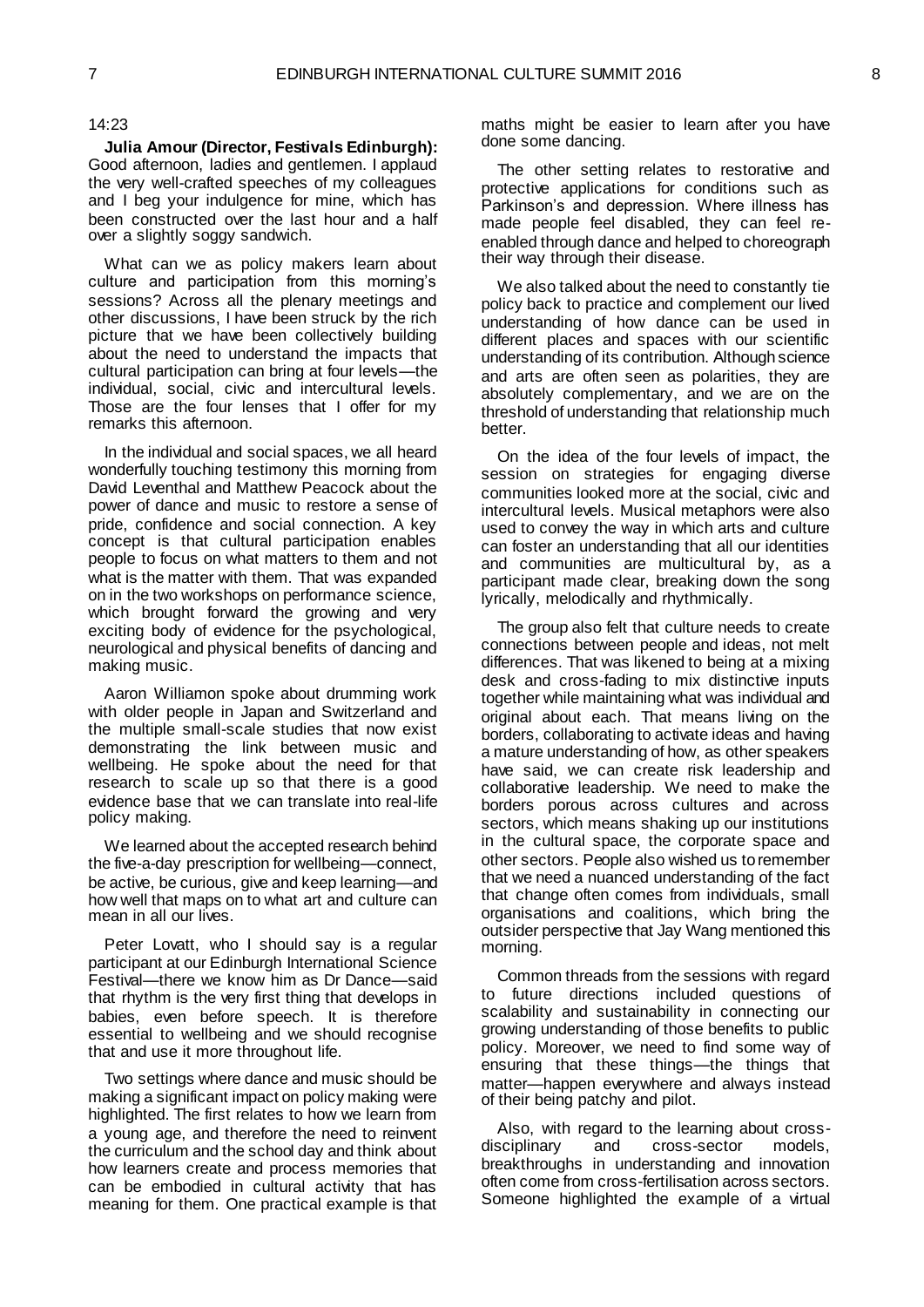14:23

**Julia Amour (Director, Festivals Edinburgh):** Good afternoon, ladies and gentlemen. I applaud the very well-crafted speeches of my colleagues and I beg your indulgence for mine, which has been constructed over the last hour and a half over a slightly soggy sandwich.

What can we as policy makers learn about culture and participation from this morning's sessions? Across all the plenary meetings and other discussions, I have been struck by the rich picture that we have been collectively building about the need to understand the impacts that cultural participation can bring at four levels—the individual, social, civic and intercultural levels. Those are the four lenses that I offer for my remarks this afternoon.

In the individual and social spaces, we all heard wonderfully touching testimony this morning from David Leventhal and Matthew Peacock about the power of dance and music to restore a sense of pride, confidence and social connection. A key concept is that cultural participation enables people to focus on what matters to them and not what is the matter with them. That was expanded on in the two workshops on performance science, which brought forward the growing and very exciting body of evidence for the psychological, neurological and physical benefits of dancing and making music.

Aaron Williamon spoke about drumming work with older people in Japan and Switzerland and the multiple small-scale studies that now exist demonstrating the link between music and wellbeing. He spoke about the need for that research to scale up so that there is a good evidence base that we can translate into real-life policy making.

We learned about the accepted research behind the five-a-day prescription for wellbeing—connect, be active, be curious, give and keep learning—and how well that maps on to what art and culture can mean in all our lives.

Peter Lovatt, who I should say is a regular participant at our Edinburgh International Science Festival—there we know him as Dr Dance—said that rhythm is the very first thing that develops in babies, even before speech. It is therefore essential to wellbeing and we should recognise that and use it more throughout life.

Two settings where dance and music should be making a significant impact on policy making were highlighted. The first relates to how we learn from a young age, and therefore the need to reinvent the curriculum and the school day and think about how learners create and process memories that can be embodied in cultural activity that has meaning for them. One practical example is that maths might be easier to learn after you have done some dancing.

The other setting relates to restorative and protective applications for conditions such as Parkinson's and depression. Where illness has made people feel disabled, they can feel re-enabled through dance and helped to choreograph their way through their disease.

We also talked about the need to constantly tie policy back to practice and complement our lived understanding of how dance can be used in different places and spaces with our scientific understanding of its contribution. Although science and arts are often seen as polarities, they are absolutely complementary, and we are on the threshold of understanding that relationship much better.

On the idea of the four levels of impact, the session on strategies for engaging diverse communities looked more at the social, civic and intercultural levels. Musical metaphors were also used to convey the way in which arts and culture can foster an understanding that all our identities and communities are multicultural by, as a participant made clear, breaking down the song lyrically, melodically and rhythmically.

The group also felt that culture needs to create connections between people and ideas, not melt differences. That was likened to being at a mixing desk and cross-fading to mix distinctive inputs together while maintaining what was individual and original about each. That means living on the borders, collaborating to activate ideas and having a mature understanding of how, as other speakers have said, we can create risk leadership and collaborative leadership. We need to make the borders porous across cultures and across sectors, which means shaking up our institutions in the cultural space, the corporate space and other sectors. People also wished us to remember that we need a nuanced understanding of the fact that change often comes from individuals, small organisations and coalitions, which bring the outsider perspective that Jay Wang mentioned this morning.

Common threads from the sessions with regard to future directions included questions of scalability and sustainability in connecting our growing understanding of those benefits to public policy. Moreover, we need to find some way of ensuring that these things—the things that matter—happen everywhere and always instead of their being patchy and pilot.

Also, with regard to the learning about cross-disciplinary and cross-sector models, breakthroughs in understanding and innovation often come from cross-fertilisation across sectors. Someone highlighted the example of a virtual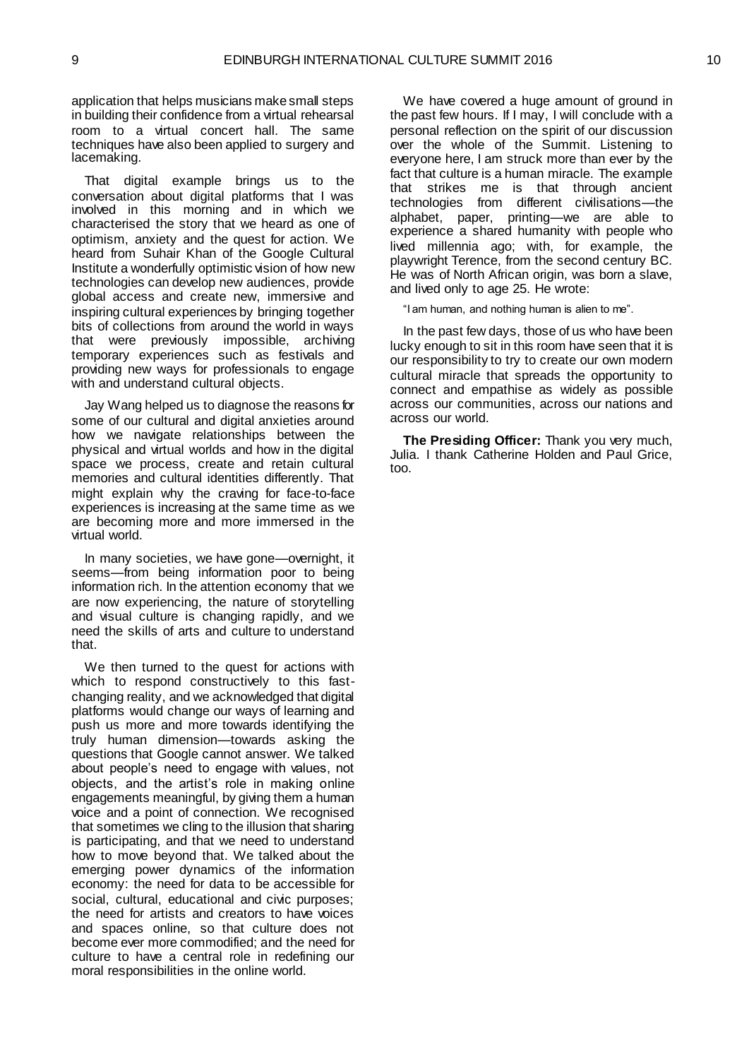application that helps musicians make small steps in building their confidence from a virtual rehearsal room to a virtual concert hall. The same techniques have also been applied to surgery and lacemaking.

That digital example brings us to the conversation about digital platforms that I was involved in this morning and in which we characterised the story that we heard as one of optimism, anxiety and the quest for action. We heard from Suhair Khan of the Google Cultural Institute a wonderfully optimistic vision of how new technologies can develop new audiences, provide global access and create new, immersive and inspiring cultural experiences by bringing together bits of collections from around the world in ways that were previously impossible, archiving temporary experiences such as festivals and providing new ways for professionals to engage with and understand cultural objects.

Jay Wang helped us to diagnose the reasons for some of our cultural and digital anxieties around how we navigate relationships between the physical and virtual worlds and how in the digital space we process, create and retain cultural memories and cultural identities differently. That might explain why the craving for face-to-face experiences is increasing at the same time as we are becoming more and more immersed in the virtual world.

In many societies, we have gone—overnight, it seems—from being information poor to being information rich. In the attention economy that we are now experiencing, the nature of storytelling and visual culture is changing rapidly, and we need the skills of arts and culture to understand that.

We then turned to the quest for actions with which to respond constructively to this fast-changing reality, and we acknowledged that digital platforms would change our ways of learning and push us more and more towards identifying the truly human dimension—towards asking the questions that Google cannot answer. We talked about people's need to engage with values, not objects, and the artist's role in making online engagements meaningful, by giving them a human voice and a point of connection. We recognised that sometimes we cling to the illusion that sharing is participating, and that we need to understand how to move beyond that. We talked about the emerging power dynamics of the information economy: the need for data to be accessible for social, cultural, educational and civic purposes; the need for artists and creators to have voices and spaces online, so that culture does not become ever more commodified; and the need for culture to have a central role in redefining our moral responsibilities in the online world.

We have covered a huge amount of ground in the past few hours. If I may, I will conclude with a personal reflection on the spirit of our discussion over the whole of the Summit. Listening to everyone here, I am struck more than ever by the fact that culture is a human miracle. The example that strikes me is that through ancient technologies from different civilisations—the alphabet, paper, printing—we are able to experience a shared humanity with people who lived millennia ago; with, for example, the playwright Terence, from the second century BC. He was of North African origin, was born a slave, and lived only to age 25. He wrote:

"I am human, and nothing human is alien to me".

In the past few days, those of us who have been lucky enough to sit in this room have seen that it is our responsibility to try to create our own modern cultural miracle that spreads the opportunity to connect and empathise as widely as possible across our communities, across our nations and across our world.

**The Presiding Officer:** Thank you very much, Julia. I thank Catherine Holden and Paul Grice, too.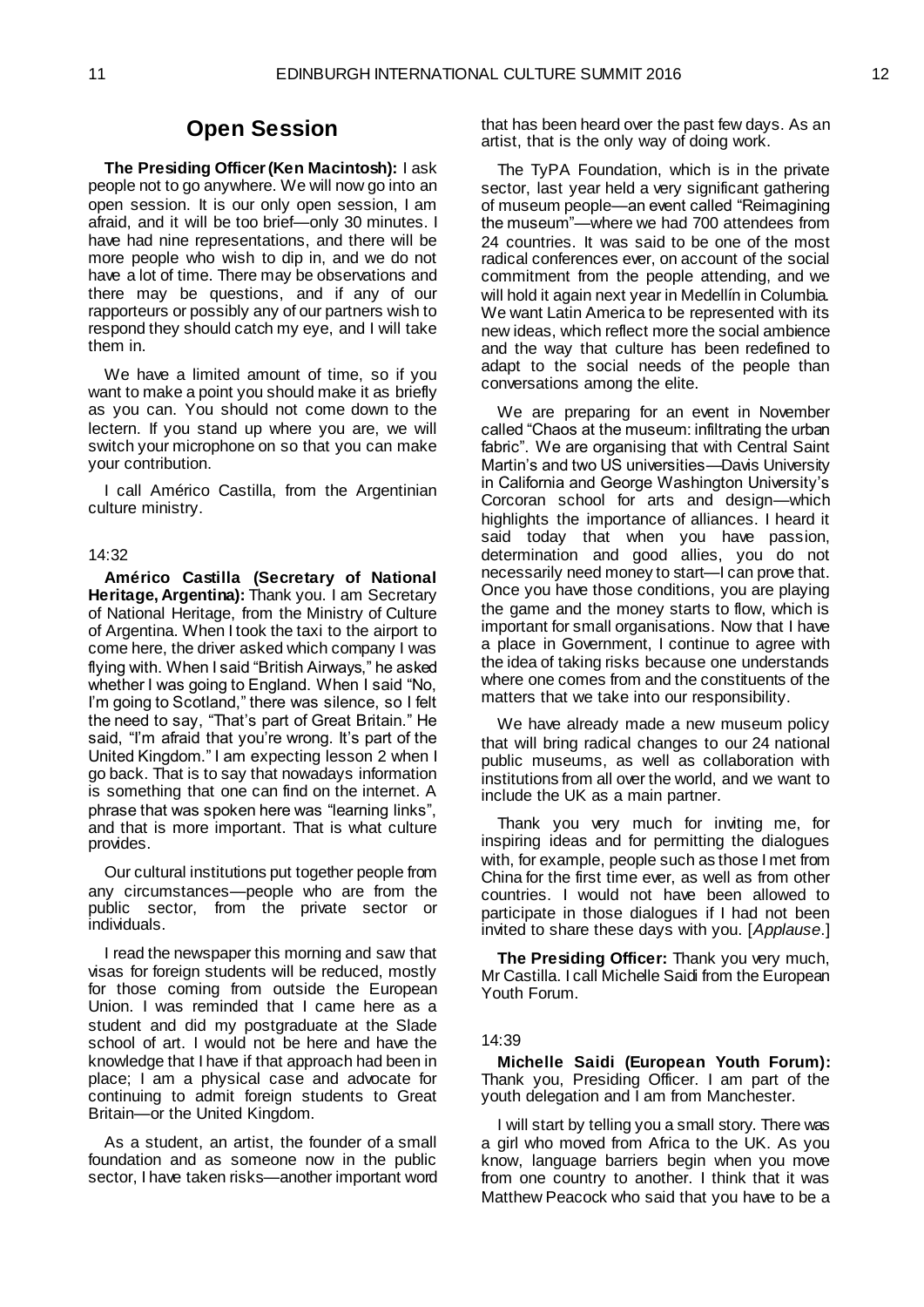## Open Session

**The Presiding Officer (Ken Macintosh):** I ask people not to go anywhere. We will now go into an open session. It is our only open session, I am afraid, and it will be too brief—only 30 minutes. I have had nine representations, and there will be more people who wish to dip in, and we do not have a lot of time. There may be observations and there may be questions, and if any of our rapporteurs or possibly any of our partners wish to respond they should catch my eye, and I will take them in.

We have a limited amount of time, so if you want to make a point you should make it as briefly as you can. You should not come down to the lectern. If you stand up where you are, we will switch your microphone on so that you can make your contribution.

I call Américo Castilla, from the Argentinian culture ministry.

14:32

**Américo Castilla (Secretary of National Heritage, Argentina):** Thank you. I am Secretary of National Heritage, from the Ministry of Culture of Argentina. When I took the taxi to the airport to come here, the driver asked which company I was flying with. When I said "British Airways," he asked whether I was going to England. When I said "No, I'm going to Scotland," there was silence, so I felt the need to say, "That's part of Great Britain." He said, "I'm afraid that you're wrong. It's part of the United Kingdom." I am expecting lesson 2 when I go back. That is to say that nowadays information is something that one can find on the internet. A phrase that was spoken here was "learning links", and that is more important. That is what culture provides.

Our cultural institutions put together people from any circumstances—people who are from the public sector, from the private sector or individuals.

I read the newspaper this morning and saw that visas for foreign students will be reduced, mostly for those coming from outside the European Union. I was reminded that I came here as a student and did my postgraduate at the Slade school of art. I would not be here and have the knowledge that I have if that approach had been in place; I am a physical case and advocate for continuing to admit foreign students to Great Britain—or the United Kingdom.

As a student, an artist, the founder of a small foundation and as someone now in the public sector, I have taken risks—another important word that has been heard over the past few days. As an artist, that is the only way of doing work.

The TyPA Foundation, which is in the private sector, last year held a very significant gathering of museum people—an event called "Reimagining the museum"—where we had 700 attendees from 24 countries. It was said to be one of the most radical conferences ever, on account of the social commitment from the people attending, and we will hold it again next year in Medellín in Columbia. We want Latin America to be represented with its new ideas, which reflect more the social ambience and the way that culture has been redefined to adapt to the social needs of the people than conversations among the elite.

We are preparing for an event in November called "Chaos at the museum: infiltrating the urban fabric". We are organising that with Central Saint Martin's and two US universities—Davis University in California and George Washington University's Corcoran school for arts and design—which highlights the importance of alliances. I heard it said today that when you have passion, determination and good allies, you do not necessarily need money to start—I can prove that. Once you have those conditions, you are playing the game and the money starts to flow, which is important for small organisations. Now that I have a place in Government, I continue to agree with the idea of taking risks because one understands where one comes from and the constituents of the matters that we take into our responsibility.

We have already made a new museum policy that will bring radical changes to our 24 national public museums, as well as collaboration with institutions from all over the world, and we want to include the UK as a main partner.

Thank you very much for inviting me, for inspiring ideas and for permitting the dialogues with, for example, people such as those I met from China for the first time ever, as well as from other countries. I would not have been allowed to participate in those dialogues if I had not been invited to share these days with you. [*Applause*.]

**The Presiding Officer:** Thank you very much, Mr Castilla. I call Michelle Saidi from the European Youth Forum.

14:39

**Michelle Saidi (European Youth Forum):** Thank you, Presiding Officer. I am part of the youth delegation and I am from Manchester.

I will start by telling you a small story. There was a girl who moved from Africa to the UK. As you know, language barriers begin when you move from one country to another. I think that it was Matthew Peacock who said that you have to be a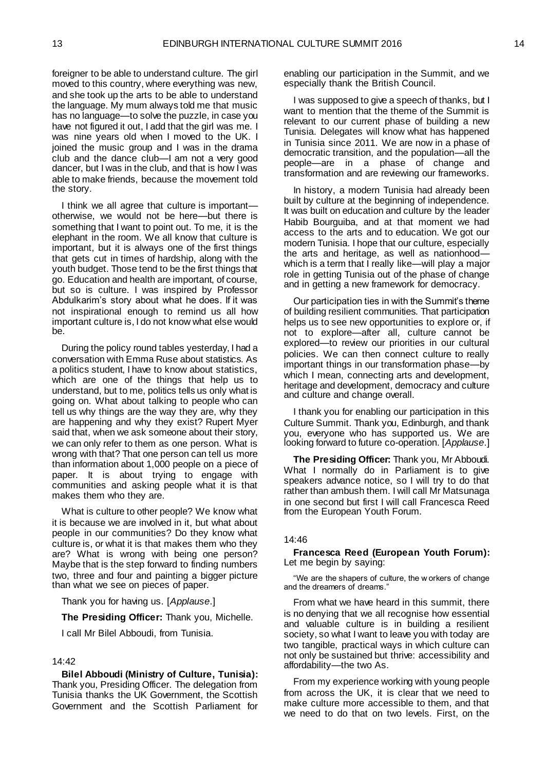foreigner to be able to understand culture. The girl moved to this country, where everything was new, and she took up the arts to be able to understand the language. My mum always told me that music has no language—to solve the puzzle, in case you have not figured it out, I add that the girl was me. I was nine years old when I moved to the UK. I joined the music group and I was in the drama club and the dance club—I am not a very good dancer, but I was in the club, and that is how I was able to make friends, because the movement told the story.

I think we all agree that culture is important—otherwise, we would not be here—but there is something that I want to point out. To me, it is the elephant in the room. We all know that culture is important, but it is always one of the first things that gets cut in times of hardship, along with the youth budget. Those tend to be the first things that go. Education and health are important, of course, but so is culture. I was inspired by Professor Abdulkarim's story about what he does. If it was not inspirational enough to remind us all how important culture is, I do not know what else would be.

During the policy round tables yesterday, I had a conversation with Emma Ruse about statistics. As a politics student, I have to know about statistics, which are one of the things that help us to understand, but to me, politics tells us only what is going on. What about talking to people who can tell us why things are the way they are, why they are happening and why they exist? Rupert Myer said that, when we ask someone about their story, we can only refer to them as one person. What is wrong with that? That one person can tell us more than information about 1,000 people on a piece of paper. It is about trying to engage with communities and asking people what it is that makes them who they are.

What is culture to other people? We know what it is because we are involved in it, but what about people in our communities? Do they know what culture is, or what it is that makes them who they are? What is wrong with being one person? Maybe that is the step forward to finding numbers two, three and four and painting a bigger picture than what we see on pieces of paper.

Thank you for having us. [*Applause*.]

**The Presiding Officer:** Thank you, Michelle.

I call Mr Bilel Abboudi, from Tunisia.

14:42

**Bilel Abboudi (Ministry of Culture, Tunisia):** Thank you, Presiding Officer. The delegation from Tunisia thanks the UK Government, the Scottish Government and the Scottish Parliament for enabling our participation in the Summit, and we especially thank the British Council.

I was supposed to give a speech of thanks, but I want to mention that the theme of the Summit is relevant to our current phase of building a new Tunisia. Delegates will know what has happened in Tunisia since 2011. We are now in a phase of democratic transition, and the population—all the people—are in a phase of change and transformation and are reviewing our frameworks.

In history, a modern Tunisia had already been built by culture at the beginning of independence. It was built on education and culture by the leader Habib Bourguiba, and at that moment we had access to the arts and to education. We got our modern Tunisia. I hope that our culture, especially the arts and heritage, as well as nationhood—which is a term that I really like—will play a major role in getting Tunisia out of the phase of change and in getting a new framework for democracy.

Our participation ties in with the Summit's theme of building resilient communities. That participation helps us to see new opportunities to explore or, if not to explore—after all, culture cannot be explored—to review our priorities in our cultural policies. We can then connect culture to really important things in our transformation phase—by which I mean, connecting arts and development, heritage and development, democracy and culture and culture and change overall.

I thank you for enabling our participation in this Culture Summit. Thank you, Edinburgh, and thank you, everyone who has supported us. We are looking forward to future co-operation. [*Applause*.]

**The Presiding Officer:** Thank you, Mr Abboudi. What I normally do in Parliament is to give speakers advance notice, so I will try to do that rather than ambush them. I will call Mr Matsunaga in one second but first I will call Francesca Reed from the European Youth Forum.

14:46

**Francesca Reed (European Youth Forum):** Let me begin by saying:

"We are the shapers of culture, the workers of change and the dreamers of dreams."

From what we have heard in this summit, there is no denying that we all recognise how essential and valuable culture is in building a resilient society, so what I want to leave you with today are two tangible, practical ways in which culture can not only be sustained but thrive: accessibility and affordability—the two As.

From my experience working with young people from across the UK, it is clear that we need to make culture more accessible to them, and that we need to do that on two levels. First, on the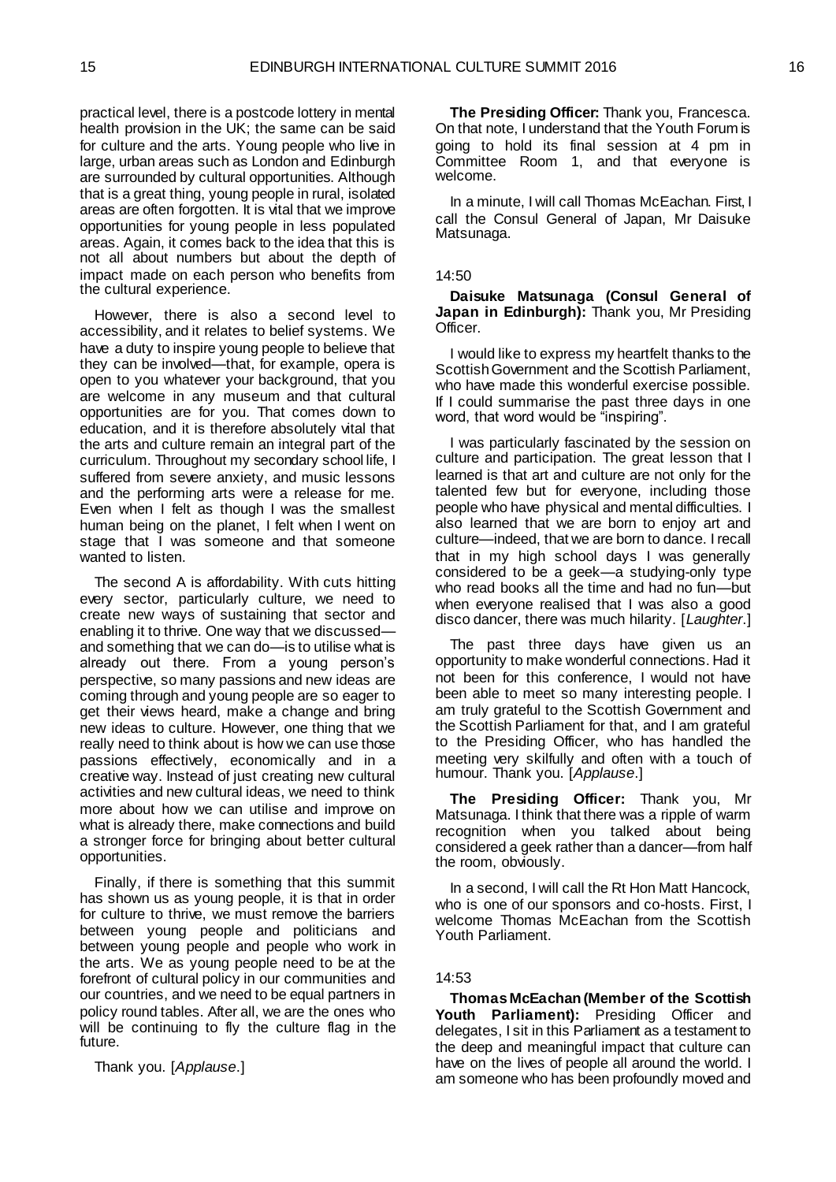practical level, there is a postcode lottery in mental health provision in the UK; the same can be said for culture and the arts. Young people who live in large, urban areas such as London and Edinburgh are surrounded by cultural opportunities. Although that is a great thing, young people in rural, isolated areas are often forgotten. It is vital that we improve opportunities for young people in less populated areas. Again, it comes back to the idea that this is not all about numbers but about the depth of impact made on each person who benefits from the cultural experience.

However, there is also a second level to accessibility, and it relates to belief systems. We have a duty to inspire young people to believe that they can be involved—that, for example, opera is open to you whatever your background, that you are welcome in any museum and that cultural opportunities are for you. That comes down to education, and it is therefore absolutely vital that the arts and culture remain an integral part of the curriculum. Throughout my secondary school life, I suffered from severe anxiety, and music lessons and the performing arts were a release for me. Even when I felt as though I was the smallest human being on the planet, I felt when I went on stage that I was someone and that someone wanted to listen.

The second A is affordability. With cuts hitting every sector, particularly culture, we need to create new ways of sustaining that sector and enabling it to thrive. One way that we discussed—and something that we can do—is to utilise what is already out there. From a young person's perspective, so many passions and new ideas are coming through and young people are so eager to get their views heard, make a change and bring new ideas to culture. However, one thing that we really need to think about is how we can use those passions effectively, economically and in a creative way. Instead of just creating new cultural activities and new cultural ideas, we need to think more about how we can utilise and improve on what is already there, make connections and build a stronger force for bringing about better cultural opportunities.

Finally, if there is something that this summit has shown us as young people, it is that in order for culture to thrive, we must remove the barriers between young people and politicians and between young people and people who work in the arts. We as young people need to be at the forefront of cultural policy in our communities and our countries, and we need to be equal partners in policy round tables. After all, we are the ones who will be continuing to fly the culture flag in the future.

Thank you. [*Applause*.]

**The Presiding Officer:** Thank you, Francesca. On that note, I understand that the Youth Forum is going to hold its final session at 4 pm in Committee Room 1, and that everyone is welcome.

In a minute, I will call Thomas McEachan. First, I call the Consul General of Japan, Mr Daisuke Matsunaga.

14:50

**Daisuke Matsunaga (Consul General of Japan in Edinburgh):** Thank you, Mr Presiding Officer.

I would like to express my heartfelt thanks to the Scottish Government and the Scottish Parliament, who have made this wonderful exercise possible. If I could summarise the past three days in one word, that word would be "inspiring".

I was particularly fascinated by the session on culture and participation. The great lesson that I learned is that art and culture are not only for the talented few but for everyone, including those people who have physical and mental difficulties. I also learned that we are born to enjoy art and culture—indeed, that we are born to dance. I recall that in my high school days I was generally considered to be a geek—a studying-only type who read books all the time and had no fun—but when everyone realised that I was also a good disco dancer, there was much hilarity. [*Laughter*.]

The past three days have given us an opportunity to make wonderful connections. Had it not been for this conference, I would not have been able to meet so many interesting people. I am truly grateful to the Scottish Government and the Scottish Parliament for that, and I am grateful to the Presiding Officer, who has handled the meeting very skilfully and often with a touch of humour. Thank you. [*Applause*.]

**The Presiding Officer:** Thank you, Mr Matsunaga. I think that there was a ripple of warm recognition when you talked about being considered a geek rather than a dancer—from half the room, obviously.

In a second, I will call the Rt Hon Matt Hancock, who is one of our sponsors and co-hosts. First, I welcome Thomas McEachan from the Scottish Youth Parliament.

14:53

**Thomas McEachan (Member of the Scottish Youth Parliament):** Presiding Officer and delegates, I sit in this Parliament as a testament to the deep and meaningful impact that culture can have on the lives of people all around the world. I am someone who has been profoundly moved and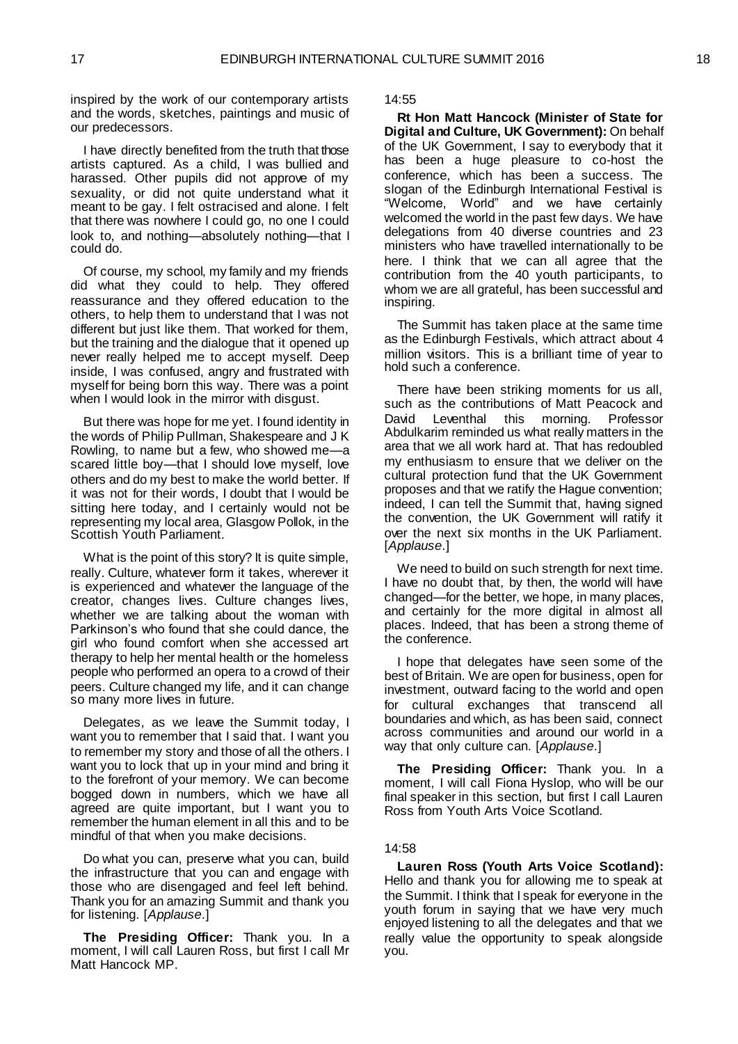inspired by the work of our contemporary artists and the words, sketches, paintings and music of our predecessors.

I have directly benefited from the truth that those artists captured. As a child, I was bullied and harassed. Other pupils did not approve of my sexuality, or did not quite understand what it meant to be gay. I felt ostracised and alone. I felt that there was nowhere I could go, no one I could look to, and nothing—absolutely nothing—that I could do.

Of course, my school, my family and my friends did what they could to help. They offered reassurance and they offered education to the others, to help them to understand that I was not different but just like them. That worked for them, but the training and the dialogue that it opened up never really helped me to accept myself. Deep inside, I was confused, angry and frustrated with myself for being born this way. There was a point when I would look in the mirror with disgust.

But there was hope for me yet. I found identity in the words of Philip Pullman, Shakespeare and J K Rowling, to name but a few, who showed me—a scared little boy—that I should love myself, love others and do my best to make the world better. If it was not for their words, I doubt that I would be sitting here today, and I certainly would not be representing my local area, Glasgow Pollok, in the Scottish Youth Parliament.

What is the point of this story? It is quite simple, really. Culture, whatever form it takes, wherever it is experienced and whatever the language of the creator, changes lives. Culture changes lives, whether we are talking about the woman with Parkinson's who found that she could dance, the girl who found comfort when she accessed art therapy to help her mental health or the homeless people who performed an opera to a crowd of their peers. Culture changed my life, and it can change so many more lives in future.

Delegates, as we leave the Summit today, I want you to remember that I said that. I want you to remember my story and those of all the others. I want you to lock that up in your mind and bring it to the forefront of your memory. We can become bogged down in numbers, which we have all agreed are quite important, but I want you to remember the human element in all this and to be mindful of that when you make decisions.

Do what you can, preserve what you can, build the infrastructure that you can and engage with those who are disengaged and feel left behind. Thank you for an amazing Summit and thank you for listening. [*Applause*.]

**The Presiding Officer:** Thank you. In a moment, I will call Lauren Ross, but first I call Mr Matt Hancock MP.

14:55

**Rt Hon Matt Hancock (Minister of State for Digital and Culture, UK Government):** On behalf of the UK Government, I say to everybody that it has been a huge pleasure to co-host the conference, which has been a success. The slogan of the Edinburgh International Festival is "Welcome, World" and we have certainly welcomed the world in the past few days. We have delegations from 40 diverse countries and 23 ministers who have travelled internationally to be here. I think that we can all agree that the contribution from the 40 youth participants, to whom we are all grateful, has been successful and inspiring.

The Summit has taken place at the same time as the Edinburgh Festivals, which attract about 4 million visitors. This is a brilliant time of year to hold such a conference.

There have been striking moments for us all, such as the contributions of Matt Peacock and David Leventhal this morning. Professor Abdulkarim reminded us what really matters in the area that we all work hard at. That has redoubled my enthusiasm to ensure that we deliver on the cultural protection fund that the UK Government proposes and that we ratify the Hague convention; indeed, I can tell the Summit that, having signed the convention, the UK Government will ratify it over the next six months in the UK Parliament. [*Applause*.]

We need to build on such strength for next time. I have no doubt that, by then, the world will have changed—for the better, we hope, in many places, and certainly for the more digital in almost all places. Indeed, that has been a strong theme of the conference.

I hope that delegates have seen some of the best of Britain. We are open for business, open for investment, outward facing to the world and open for cultural exchanges that transcend all boundaries and which, as has been said, connect across communities and around our world in a way that only culture can. [*Applause*.]

**The Presiding Officer:** Thank you. In a moment, I will call Fiona Hyslop, who will be our final speaker in this section, but first I call Lauren Ross from Youth Arts Voice Scotland.

14:58

**Lauren Ross (Youth Arts Voice Scotland):** Hello and thank you for allowing me to speak at the Summit. I think that I speak for everyone in the youth forum in saying that we have very much enjoyed listening to all the delegates and that we really value the opportunity to speak alongside you.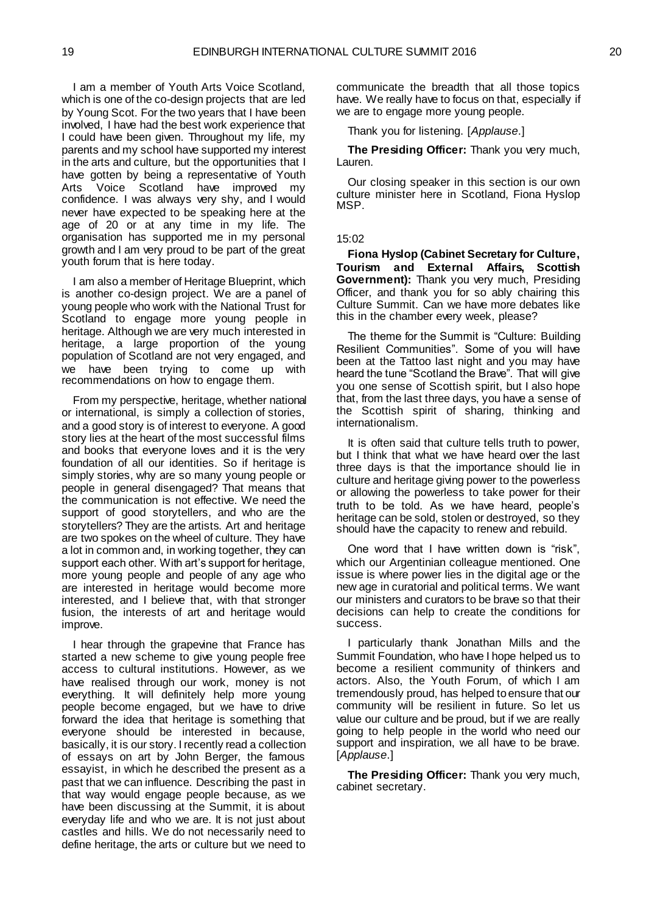I am a member of Youth Arts Voice Scotland, which is one of the co-design projects that are led by Young Scot. For the two years that I have been involved, I have had the best work experience that I could have been given. Throughout my life, my parents and my school have supported my interest in the arts and culture, but the opportunities that I have gotten by being a representative of Youth Arts Voice Scotland have improved my confidence. I was always very shy, and I would never have expected to be speaking here at the age of 20 or at any time in my life. The organisation has supported me in my personal growth and I am very proud to be part of the great youth forum that is here today.

I am also a member of Heritage Blueprint, which is another co-design project. We are a panel of young people who work with the National Trust for Scotland to engage more young people in heritage. Although we are very much interested in heritage, a large proportion of the young population of Scotland are not very engaged, and we have been trying to come up with recommendations on how to engage them.

From my perspective, heritage, whether national or international, is simply a collection of stories, and a good story is of interest to everyone. A good story lies at the heart of the most successful films and books that everyone loves and it is the very foundation of all our identities. So if heritage is simply stories, why are so many young people or people in general disengaged? That means that the communication is not effective. We need the support of good storytellers, and who are the storytellers? They are the artists. Art and heritage are two spokes on the wheel of culture. They have a lot in common and, in working together, they can support each other. With art's support for heritage, more young people and people of any age who are interested in heritage would become more interested, and I believe that, with that stronger fusion, the interests of art and heritage would improve.

I hear through the grapevine that France has started a new scheme to give young people free access to cultural institutions. However, as we have realised through our work, money is not everything. It will definitely help more young people become engaged, but we have to drive forward the idea that heritage is something that everyone should be interested in because, basically, it is our story. I recently read a collection of essays on art by John Berger, the famous essayist, in which he described the present as a past that we can influence. Describing the past in that way would engage people because, as we have been discussing at the Summit, it is about everyday life and who we are. It is not just about castles and hills. We do not necessarily need to define heritage, the arts or culture but we need to communicate the breadth that all those topics have. We really have to focus on that, especially if we are to engage more young people.

Thank you for listening. [*Applause*.]

**The Presiding Officer:** Thank you very much, Lauren.

Our closing speaker in this section is our own culture minister here in Scotland, Fiona Hyslop MSP.

15:02

**Fiona Hyslop (Cabinet Secretary for Culture, Tourism and External Affairs, Scottish Government):** Thank you very much, Presiding Officer, and thank you for so ably chairing this Culture Summit. Can we have more debates like this in the chamber every week, please?

The theme for the Summit is "Culture: Building Resilient Communities". Some of you will have been at the Tattoo last night and you may have heard the tune "Scotland the Brave". That will give you one sense of Scottish spirit, but I also hope that, from the last three days, you have a sense of the Scottish spirit of sharing, thinking and internationalism.

It is often said that culture tells truth to power, but I think that what we have heard over the last three days is that the importance should lie in culture and heritage giving power to the powerless or allowing the powerless to take power for their truth to be told. As we have heard, people's heritage can be sold, stolen or destroyed, so they should have the capacity to renew and rebuild.

One word that I have written down is "risk", which our Argentinian colleague mentioned. One issue is where power lies in the digital age or the new age in curatorial and political terms. We want our ministers and curators to be brave so that their decisions can help to create the conditions for success.

I particularly thank Jonathan Mills and the Summit Foundation, who have I hope helped us to become a resilient community of thinkers and actors. Also, the Youth Forum, of which I am tremendously proud, has helped to ensure that our community will be resilient in future. So let us value our culture and be proud, but if we are really going to help people in the world who need our support and inspiration, we all have to be brave. [*Applause*.]

**The Presiding Officer:** Thank you very much, cabinet secretary.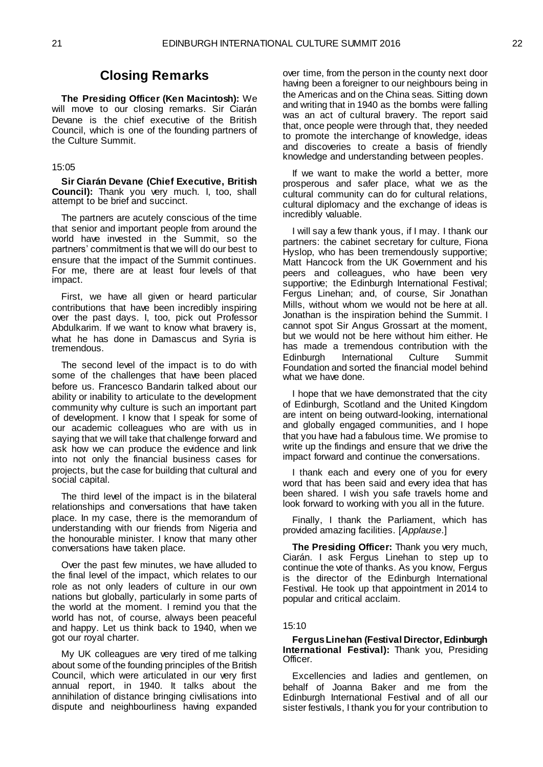## Closing Remarks

**The Presiding Officer (Ken Macintosh):** We will move to our closing remarks. Sir Ciarán Devane is the chief executive of the British Council, which is one of the founding partners of the Culture Summit.

15:05

**Sir Ciarán Devane (Chief Executive, British Council):** Thank you very much. I, too, shall attempt to be brief and succinct.

The partners are acutely conscious of the time that senior and important people from around the world have invested in the Summit, so the partners' commitment is that we will do our best to ensure that the impact of the Summit continues. For me, there are at least four levels of that impact.

First, we have all given or heard particular contributions that have been incredibly inspiring over the past days. I, too, pick out Professor Abdulkarim. If we want to know what bravery is, what he has done in Damascus and Syria is tremendous.

The second level of the impact is to do with some of the challenges that have been placed before us. Francesco Bandarin talked about our ability or inability to articulate to the development community why culture is such an important part of development. I know that I speak for some of our academic colleagues who are with us in saying that we will take that challenge forward and ask how we can produce the evidence and link into not only the financial business cases for projects, but the case for building that cultural and social capital.

The third level of the impact is in the bilateral relationships and conversations that have taken place. In my case, there is the memorandum of understanding with our friends from Nigeria and the honourable minister. I know that many other conversations have taken place.

Over the past few minutes, we have alluded to the final level of the impact, which relates to our role as not only leaders of culture in our own nations but globally, particularly in some parts of the world at the moment. I remind you that the world has not, of course, always been peaceful and happy. Let us think back to 1940, when we got our royal charter.

My UK colleagues are very tired of me talking about some of the founding principles of the British Council, which were articulated in our very first annual report, in 1940. It talks about the annihilation of distance bringing civilisations into dispute and neighbourliness having expanded over time, from the person in the county next door having been a foreigner to our neighbours being in the Americas and on the China seas. Sitting down and writing that in 1940 as the bombs were falling was an act of cultural bravery. The report said that, once people were through that, they needed to promote the interchange of knowledge, ideas and discoveries to create a basis of friendly knowledge and understanding between peoples.

If we want to make the world a better, more prosperous and safer place, what we as the cultural community can do for cultural relations, cultural diplomacy and the exchange of ideas is incredibly valuable.

I will say a few thank yous, if I may. I thank our partners: the cabinet secretary for culture, Fiona Hyslop, who has been tremendously supportive; Matt Hancock from the UK Government and his peers and colleagues, who have been very supportive; the Edinburgh International Festival; Fergus Linehan; and, of course, Sir Jonathan Mills, without whom we would not be here at all. Jonathan is the inspiration behind the Summit. I cannot spot Sir Angus Grossart at the moment, but we would not be here without him either. He has made a tremendous contribution with the Edinburgh International Culture Summit Foundation and sorted the financial model behind what we have done.

I hope that we have demonstrated that the city of Edinburgh, Scotland and the United Kingdom are intent on being outward-looking, international and globally engaged communities, and I hope that you have had a fabulous time. We promise to write up the findings and ensure that we drive the impact forward and continue the conversations.

I thank each and every one of you for every word that has been said and every idea that has been shared. I wish you safe travels home and look forward to working with you all in the future.

Finally, I thank the Parliament, which has provided amazing facilities. [*Applause*.]

**The Presiding Officer:** Thank you very much, Ciarán. I ask Fergus Linehan to step up to continue the vote of thanks. As you know, Fergus is the director of the Edinburgh International Festival. He took up that appointment in 2014 to popular and critical acclaim.

15:10

**Fergus Linehan (Festival Director, Edinburgh International Festival):** Thank you, Presiding Officer.

Excellencies and ladies and gentlemen, on behalf of Joanna Baker and me from the Edinburgh International Festival and of all our sister festivals, I thank you for your contribution to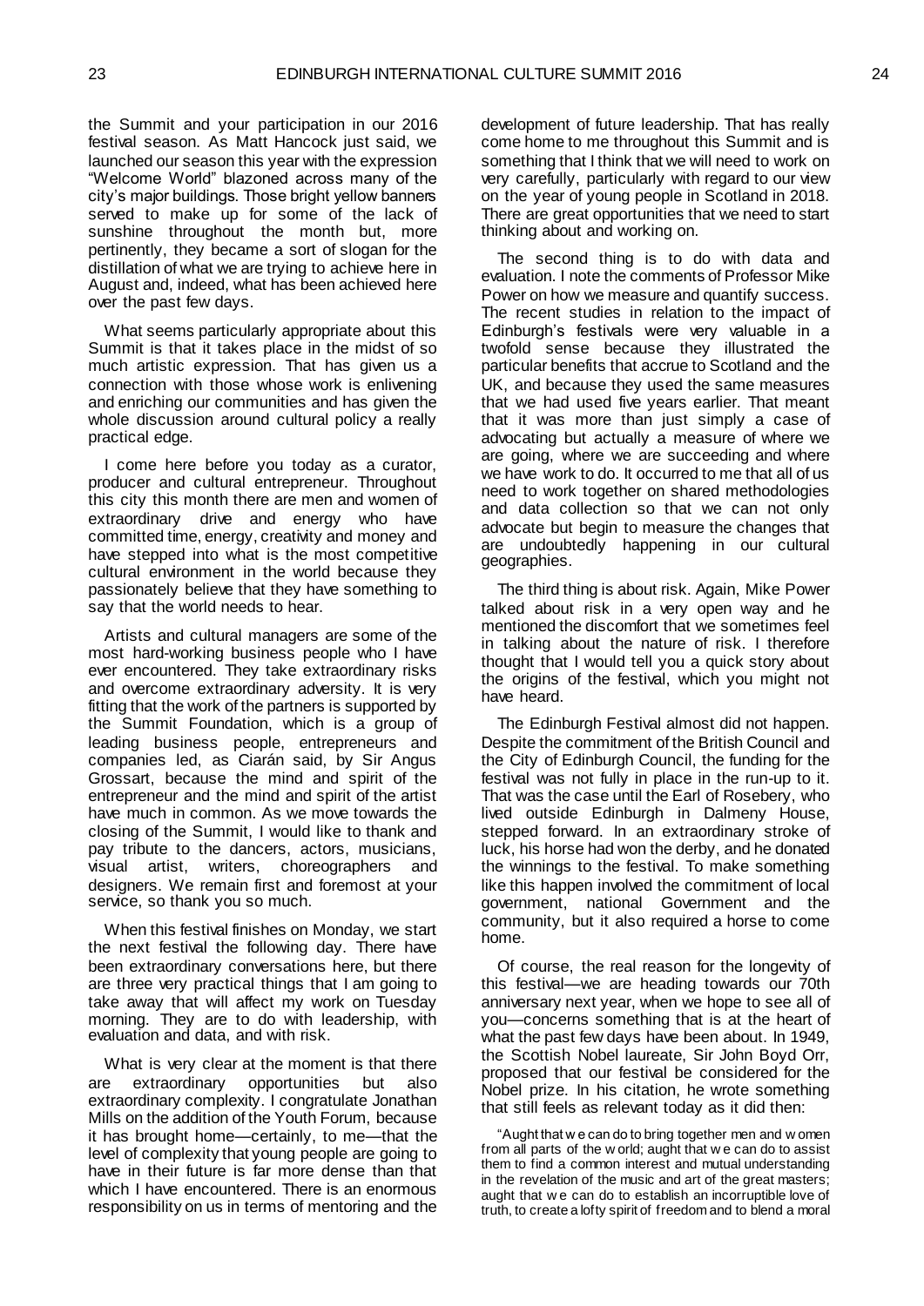the Summit and your participation in our 2016 festival season. As Matt Hancock just said, we launched our season this year with the expression "Welcome World" blazoned across many of the city's major buildings. Those bright yellow banners served to make up for some of the lack of sunshine throughout the month but, more pertinently, they became a sort of slogan for the distillation of what we are trying to achieve here in August and, indeed, what has been achieved here over the past few days.

What seems particularly appropriate about this Summit is that it takes place in the midst of so much artistic expression. That has given us a connection with those whose work is enlivening and enriching our communities and has given the whole discussion around cultural policy a really practical edge.

I come here before you today as a curator, producer and cultural entrepreneur. Throughout this city this month there are men and women of extraordinary drive and energy who have committed time, energy, creativity and money and have stepped into what is the most competitive cultural environment in the world because they passionately believe that they have something to say that the world needs to hear.

Artists and cultural managers are some of the most hard-working business people who I have ever encountered. They take extraordinary risks and overcome extraordinary adversity. It is very fitting that the work of the partners is supported by the Summit Foundation, which is a group of leading business people, entrepreneurs and companies led, as Ciarán said, by Sir Angus Grossart, because the mind and spirit of the entrepreneur and the mind and spirit of the artist have much in common. As we move towards the closing of the Summit, I would like to thank and pay tribute to the dancers, actors, musicians, visual artist, writers, choreographers and designers. We remain first and foremost at your service, so thank you so much.

When this festival finishes on Monday, we start the next festival the following day. There have been extraordinary conversations here, but there are three very practical things that I am going to take away that will affect my work on Tuesday morning. They are to do with leadership, with evaluation and data, and with risk.

What is very clear at the moment is that there are extraordinary opportunities but also extraordinary complexity. I congratulate Jonathan Mills on the addition of the Youth Forum, because it has brought home—certainly, to me—that the level of complexity that young people are going to have in their future is far more dense than that which I have encountered. There is an enormous responsibility on us in terms of mentoring and the development of future leadership. That has really come home to me throughout this Summit and is something that I think that we will need to work on very carefully, particularly with regard to our view on the year of young people in Scotland in 2018. There are great opportunities that we need to start thinking about and working on.

The second thing is to do with data and evaluation. I note the comments of Professor Mike Power on how we measure and quantify success. The recent studies in relation to the impact of Edinburgh's festivals were very valuable in a twofold sense because they illustrated the particular benefits that accrue to Scotland and the UK, and because they used the same measures that we had used five years earlier. That meant that it was more than just simply a case of advocating but actually a measure of where we are going, where we are succeeding and where we have work to do. It occurred to me that all of us need to work together on shared methodologies and data collection so that we can not only advocate but begin to measure the changes that are undoubtedly happening in our cultural geographies.

The third thing is about risk. Again, Mike Power talked about risk in a very open way and he mentioned the discomfort that we sometimes feel in talking about the nature of risk. I therefore thought that I would tell you a quick story about the origins of the festival, which you might not have heard.

The Edinburgh Festival almost did not happen. Despite the commitment of the British Council and the City of Edinburgh Council, the funding for the festival was not fully in place in the run-up to it. That was the case until the Earl of Rosebery, who lived outside Edinburgh in Dalmeny House, stepped forward. In an extraordinary stroke of luck, his horse had won the derby, and he donated the winnings to the festival. To make something like this happen involved the commitment of local government, national Government and the community, but it also required a horse to come home.

Of course, the real reason for the longevity of this festival—we are heading towards our 70th anniversary next year, when we hope to see all of you—concerns something that is at the heart of what the past few days have been about. In 1949, the Scottish Nobel laureate, Sir John Boyd Orr, proposed that our festival be considered for the Nobel prize. In his citation, he wrote something that still feels as relevant today as it did then:

> "Aught that we can do to bring together men and women from all parts of the world; aught that we can do to assist them to find a common interest and mutual understanding in the revelation of the music and art of the great masters; aught that we can do to establish an incorruptible love of truth, to create a lofty spirit of freedom and to blend a moral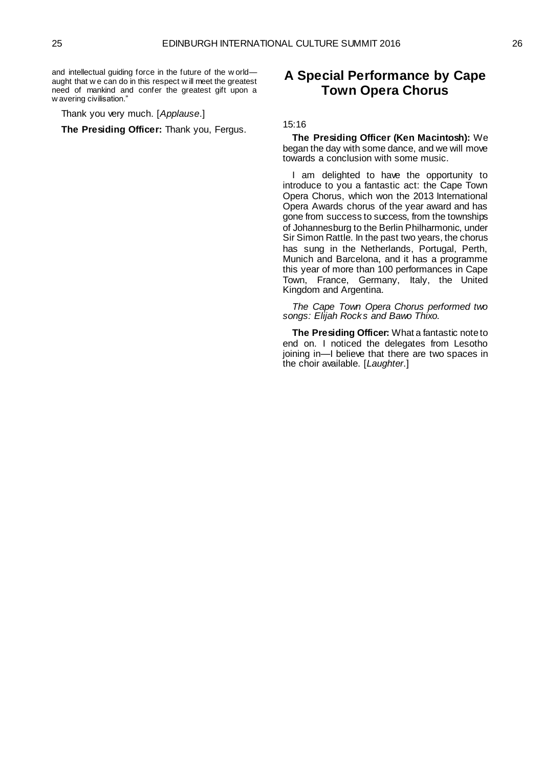and intellectual guiding force in the future of the world—aught that we can do in this respect will meet the greatest need of mankind and confer the greatest gift upon a wavering civilisation."

Thank you very much. [*Applause*.]

**The Presiding Officer:** Thank you, Fergus.

## A Special Performance by Cape Town Opera Chorus

15:16

**The Presiding Officer (Ken Macintosh):** We began the day with some dance, and we will move towards a conclusion with some music.

I am delighted to have the opportunity to introduce to you a fantastic act: the Cape Town Opera Chorus, which won the 2013 International Opera Awards chorus of the year award and has gone from success to success, from the townships of Johannesburg to the Berlin Philharmonic, under Sir Simon Rattle. In the past two years, the chorus has sung in the Netherlands, Portugal, Perth, Munich and Barcelona, and it has a programme this year of more than 100 performances in Cape Town, France, Germany, Italy, the United Kingdom and Argentina.

*The Cape Town Opera Chorus performed two songs: Elijah Rocks and Bawo Thixo.*

**The Presiding Officer:** What a fantastic note to end on. I noticed the delegates from Lesotho joining in—I believe that there are two spaces in the choir available. [*Laughter*.]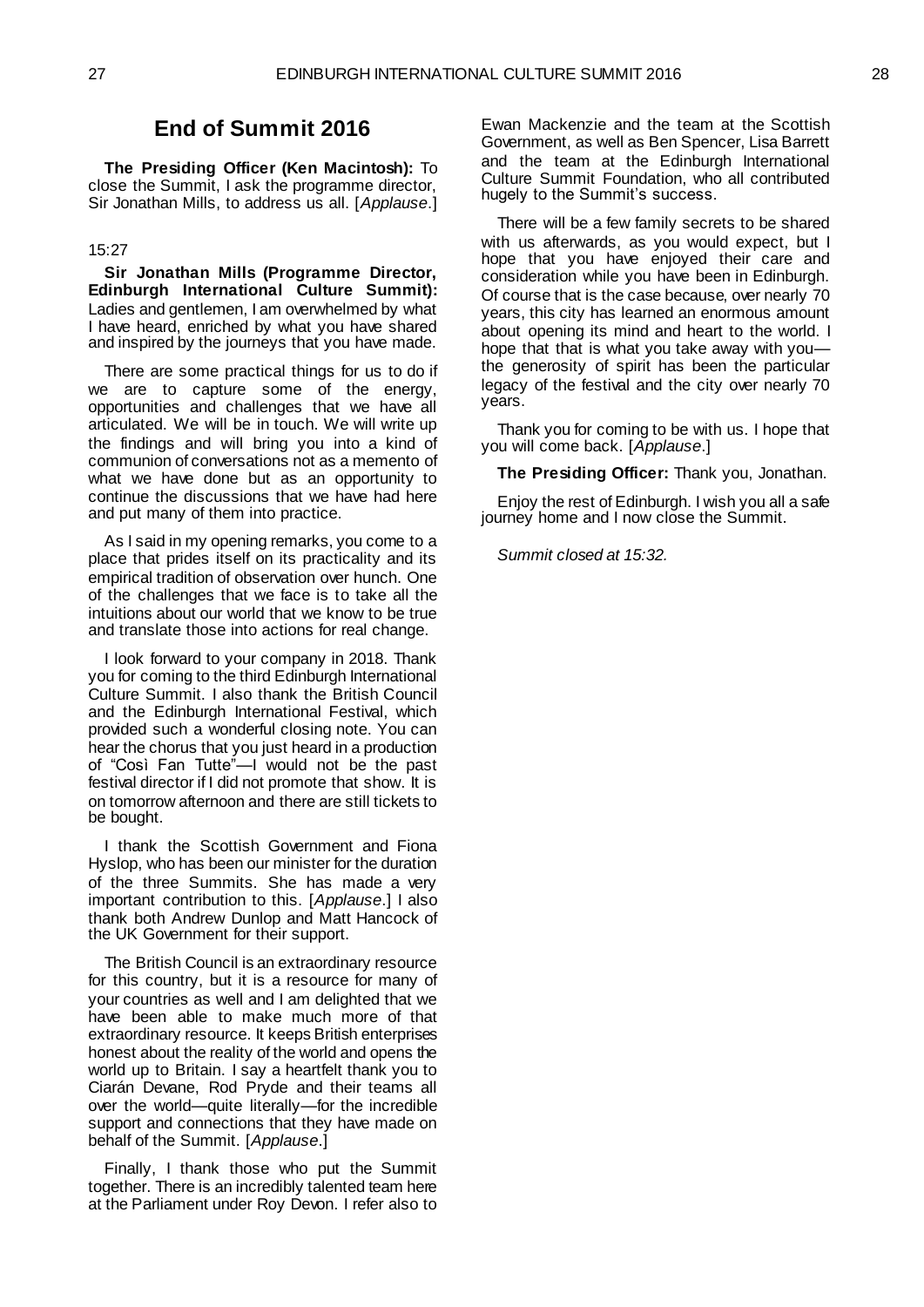# End of Summit 2016

**The Presiding Officer (Ken Macintosh):** To close the Summit, I ask the programme director, Sir Jonathan Mills, to address us all. [*Applause*.]

15:27

**Sir Jonathan Mills (Programme Director, Edinburgh International Culture Summit):** Ladies and gentlemen, I am overwhelmed by what I have heard, enriched by what you have shared and inspired by the journeys that you have made.

There are some practical things for us to do if we are to capture some of the energy, opportunities and challenges that we have all articulated. We will be in touch. We will write up the findings and will bring you into a kind of communion of conversations not as a memento of what we have done but as an opportunity to continue the discussions that we have had here and put many of them into practice.

As I said in my opening remarks, you come to a place that prides itself on its practicality and its empirical tradition of observation over hunch. One of the challenges that we face is to take all the intuitions about our world that we know to be true and translate those into actions for real change.

I look forward to your company in 2018. Thank you for coming to the third Edinburgh International Culture Summit. I also thank the British Council and the Edinburgh International Festival, which provided such a wonderful closing note. You can hear the chorus that you just heard in a production of "Così Fan Tutte"—I would not be the past festival director if I did not promote that show. It is on tomorrow afternoon and there are still tickets to be bought.

I thank the Scottish Government and Fiona Hyslop, who has been our minister for the duration of the three Summits. She has made a very important contribution to this. [*Applause*.] I also thank both Andrew Dunlop and Matt Hancock of the UK Government for their support.

The British Council is an extraordinary resource for this country, but it is a resource for many of your countries as well and I am delighted that we have been able to make much more of that extraordinary resource. It keeps British enterprises honest about the reality of the world and opens the world up to Britain. I say a heartfelt thank you to Ciarán Devane, Rod Pryde and their teams all over the world—quite literally—for the incredible support and connections that they have made on behalf of the Summit. [*Applause*.]

Finally, I thank those who put the Summit together. There is an incredibly talented team here at the Parliament under Roy Devon. I refer also to Ewan Mackenzie and the team at the Scottish Government, as well as Ben Spencer, Lisa Barrett and the team at the Edinburgh International Culture Summit Foundation, who all contributed hugely to the Summit's success.

There will be a few family secrets to be shared with us afterwards, as you would expect, but I hope that you have enjoyed their care and consideration while you have been in Edinburgh. Of course that is the case because, over nearly 70 years, this city has learned an enormous amount about opening its mind and heart to the world. I hope that that is what you take away with you—the generosity of spirit has been the particular legacy of the festival and the city over nearly 70 years.

Thank you for coming to be with us. I hope that you will come back. [*Applause*.]

**The Presiding Officer:** Thank you, Jonathan.

Enjoy the rest of Edinburgh. I wish you all a safe journey home and I now close the Summit.

*Summit closed at 15:32.*